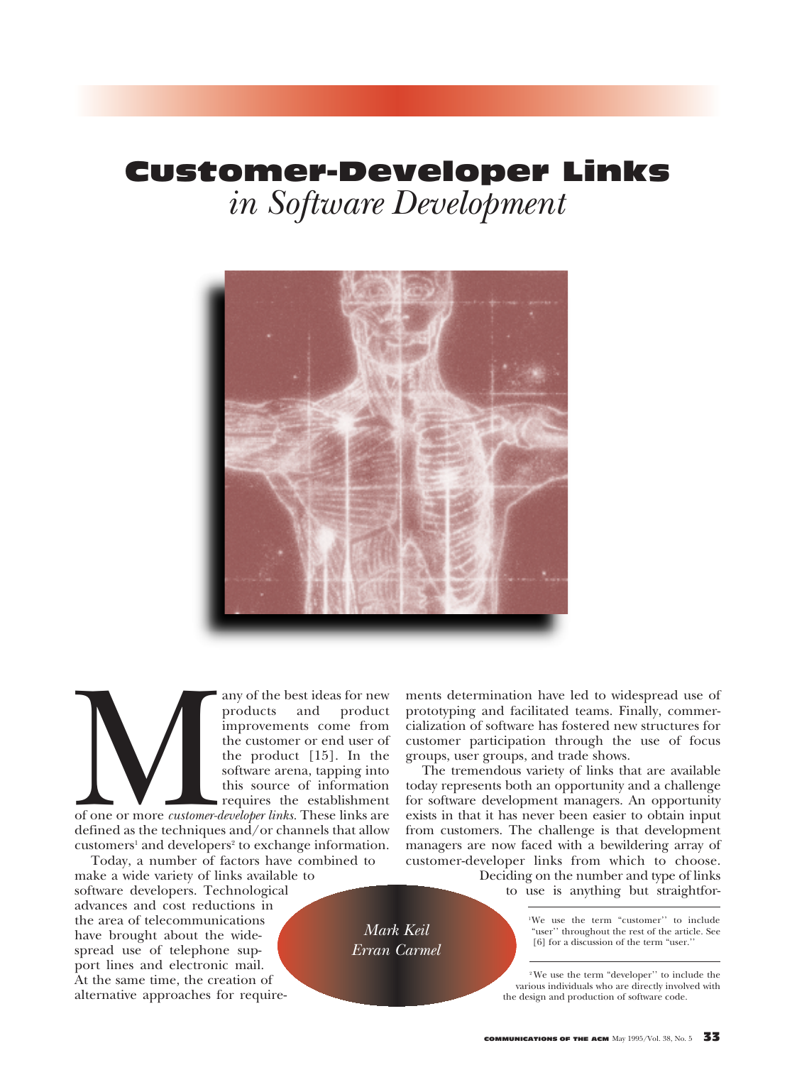# Customer-Developer Links *in Software Development*

*Mark Keil*
*Erran Carmel*

Many of the best ideas for new products and product improvements come from the customer or end user of the product [15]. In the software arena, tapping into this source of information requires the establishment of one or more *customer-developer links*. These links are defined as the techniques and/or channels that allow customers[1] and developers[2] to exchange information.

Today, a number of factors have combined to make a wide variety of links available to software developers. Technological advances and cost reductions in the area of telecommunications have brought about the widespread use of telephone support lines and electronic mail. At the same time, the creation of alternative approaches for requirements determination have led to widespread use of prototyping and facilitated teams. Finally, commercialization of software has fostered new structures for customer participation through the use of focus groups, user groups, and trade shows.

The tremendous variety of links that are available today represents both an opportunity and a challenge for software development managers. An opportunity exists in that it has never been easier to obtain input from customers. The challenge is that development managers are now faced with a bewildering array of customer-developer links from which to choose. Deciding on the number and type of links to use is anything but straightfor-

---

[1] We use the term "customer" to include "user" throughout the rest of the article. See [6] for a discussion of the term "user."

[2] We use the term "developer" to include the various individuals who are directly involved with the design and production of software code.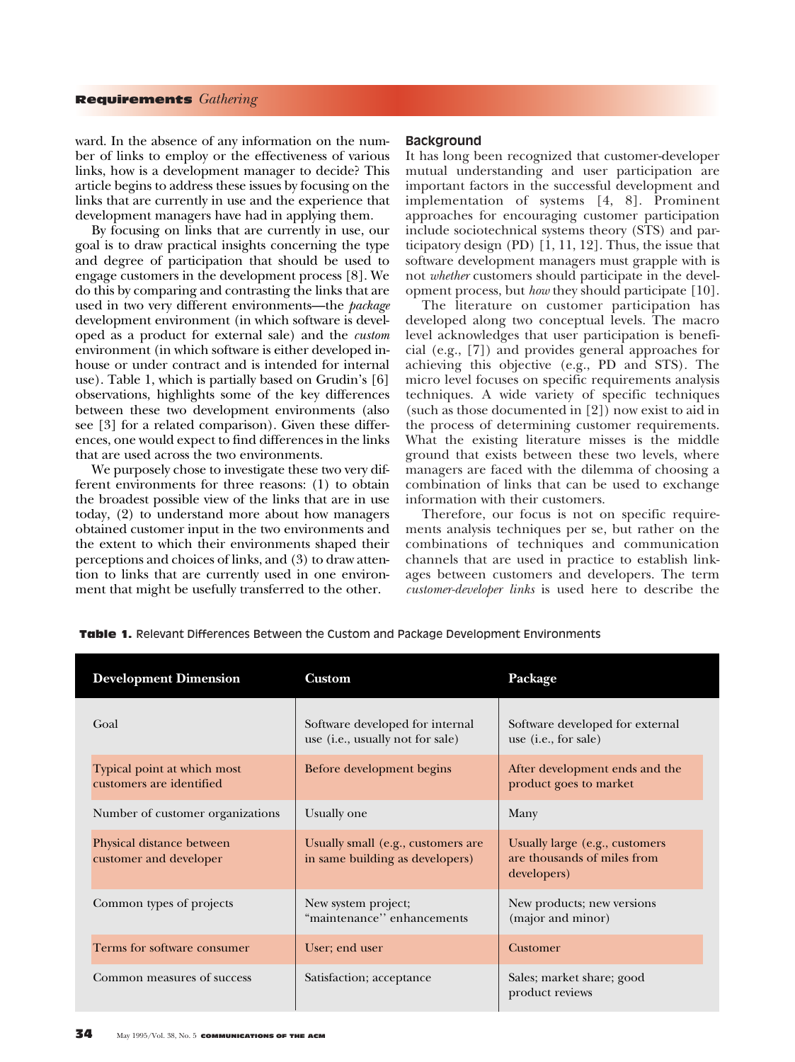ward. In the absence of any information on the number of links to employ or the effectiveness of various links, how is a development manager to decide? This article begins to address these issues by focusing on the links that are currently in use and the experience that development managers have had in applying them.

By focusing on links that are currently in use, our goal is to draw practical insights concerning the type and degree of participation that should be used to engage customers in the development process [8]. We do this by comparing and contrasting the links that are used in two very different environments—the *package* development environment (in which software is developed as a product for external sale) and the *custom* environment (in which software is either developed in-house or under contract and is intended for internal use). Table 1, which is partially based on Grudin's [6] observations, highlights some of the key differences between these two development environments (also see [3] for a related comparison). Given these differences, one would expect to find differences in the links that are used across the two environments.

We purposely chose to investigate these two very different environments for three reasons: (1) to obtain the broadest possible view of the links that are in use today, (2) to understand more about how managers obtained customer input in the two environments and the extent to which their environments shaped their perceptions and choices of links, and (3) to draw attention to links that are currently used in one environment that might be usefully transferred to the other.

## Background

It has long been recognized that customer-developer mutual understanding and user participation are important factors in the successful development and implementation of systems [4, 8]. Prominent approaches for encouraging customer participation include sociotechnical systems theory (STS) and participatory design (PD) [1, 11, 12]. Thus, the issue that software development managers must grapple with is not *whether* customers should participate in the development process, but *how* they should participate [10].

The literature on customer participation has developed along two conceptual levels. The macro level acknowledges that user participation is beneficial (e.g., [7]) and provides general approaches for achieving this objective (e.g., PD and STS). The micro level focuses on specific requirements analysis techniques. A wide variety of specific techniques (such as those documented in [2]) now exist to aid in the process of determining customer requirements. What the existing literature misses is the middle ground that exists between these two levels, where managers are faced with the dilemma of choosing a combination of links that can be used to exchange information with their customers.

Therefore, our focus is not on specific requirements analysis techniques per se, but rather on the combinations of techniques and communication channels that are used in practice to establish linkages between customers and developers. The term *customer-developer links* is used here to describe the

**Table 1.** Relevant Differences Between the Custom and Package Development Environments

| Development Dimension | Custom | Package |
|---|---|---|
| Goal | Software developed for internal use (i.e., usually not for sale) | Software developed for external use (i.e., for sale) |
| Typical point at which most customers are identified | Before development begins | After development ends and the product goes to market |
| Number of customer organizations | Usually one | Many |
| Physical distance between customer and developer | Usually small (e.g., customers are in same building as developers) | Usually large (e.g., customers are thousands of miles from developers) |
| Common types of projects | New system project; "maintenance" enhancements | New products; new versions (major and minor) |
| Terms for software consumer | User; end user | Customer |
| Common measures of success | Satisfaction; acceptance | Sales; market share; good product reviews |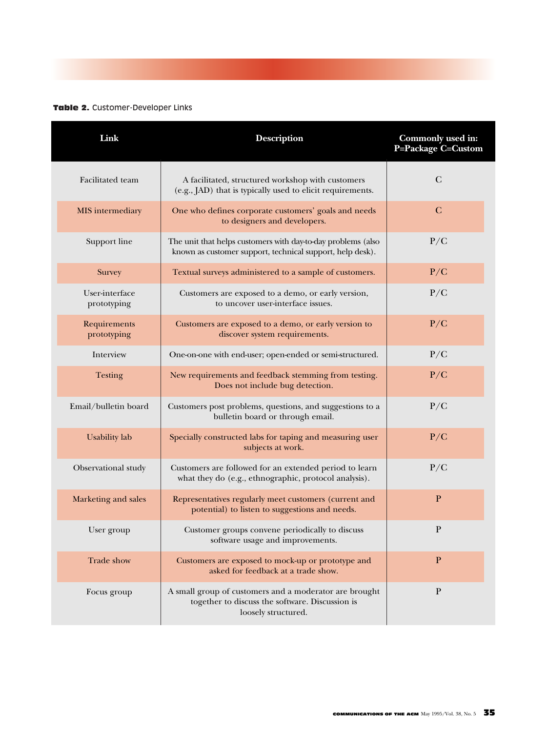**Table 2.** Customer-Developer Links

| Link | Description | Commonly used in: P=Package C=Custom |
|---|---|---|
| Facilitated team | A facilitated, structured workshop with customers (e.g., JAD) that is typically used to elicit requirements. | C |
| MIS intermediary | One who defines corporate customers' goals and needs to designers and developers. | C |
| Support line | The unit that helps customers with day-to-day problems (also known as customer support, technical support, help desk). | P/C |
| Survey | Textual surveys administered to a sample of customers. | P/C |
| User-interface prototyping | Customers are exposed to a demo, or early version, to uncover user-interface issues. | P/C |
| Requirements prototyping | Customers are exposed to a demo, or early version to discover system requirements. | P/C |
| Interview | One-on-one with end-user; open-ended or semi-structured. | P/C |
| Testing | New requirements and feedback stemming from testing. Does not include bug detection. | P/C |
| Email/bulletin board | Customers post problems, questions, and suggestions to a bulletin board or through email. | P/C |
| Usability lab | Specially constructed labs for taping and measuring user subjects at work. | P/C |
| Observational study | Customers are followed for an extended period to learn what they do (e.g., ethnographic, protocol analysis). | P/C |
| Marketing and sales | Representatives regularly meet customers (current and potential) to listen to suggestions and needs. | P |
| User group | Customer groups convene periodically to discuss software usage and improvements. | P |
| Trade show | Customers are exposed to mock-up or prototype and asked for feedback at a trade show. | P |
| Focus group | A small group of customers and a moderator are brought together to discuss the software. Discussion is loosely structured. | P |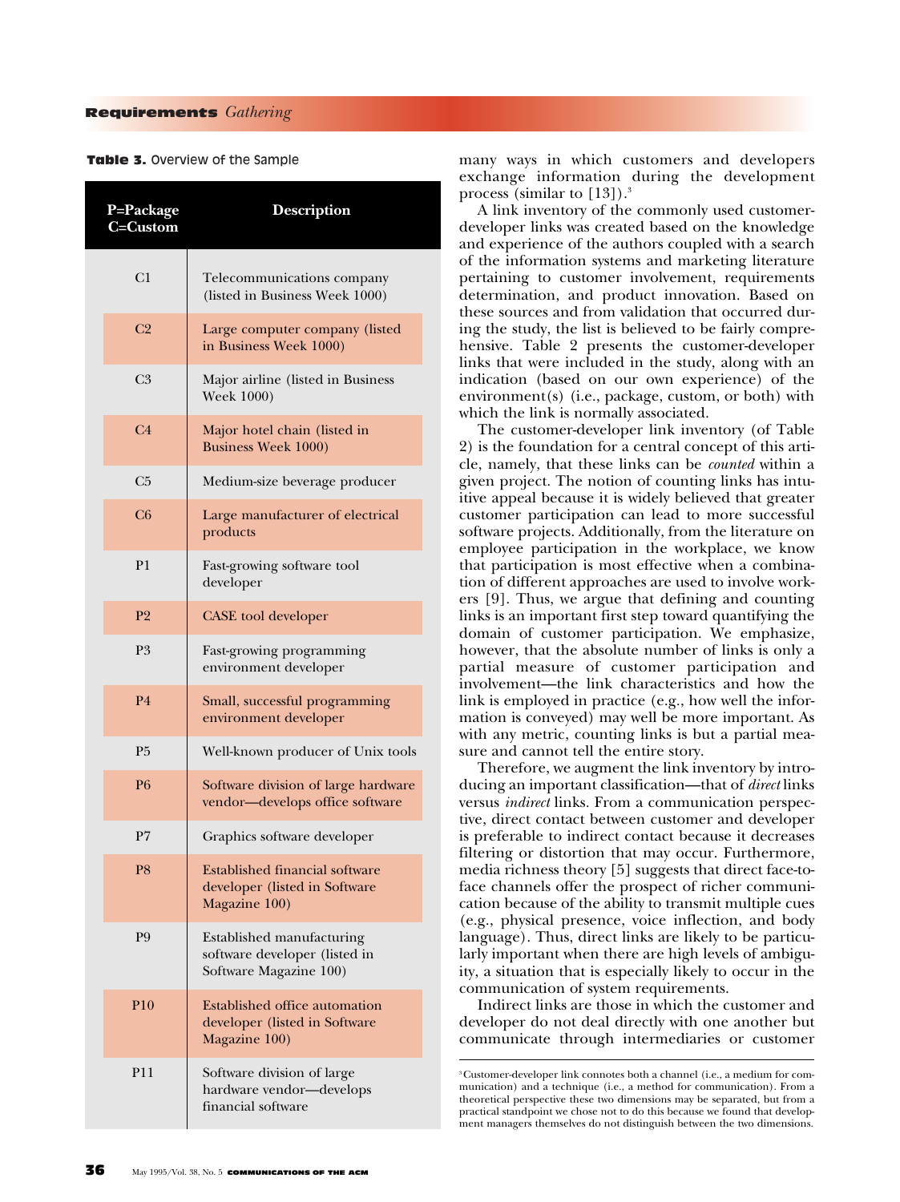**Table 3.** Overview of the Sample

| P=Package C=Custom | Description |
|---|---|
| C1 | Telecommunications company (listed in Business Week 1000) |
| C2 | Large computer company (listed in Business Week 1000) |
| C3 | Major airline (listed in Business Week 1000) |
| C4 | Major hotel chain (listed in Business Week 1000) |
| C5 | Medium-size beverage producer |
| C6 | Large manufacturer of electrical products |
| P1 | Fast-growing software tool developer |
| P2 | CASE tool developer |
| P3 | Fast-growing programming environment developer |
| P4 | Small, successful programming environment developer |
| P5 | Well-known producer of Unix tools |
| P6 | Software division of large hardware vendor—develops office software |
| P7 | Graphics software developer |
| P8 | Established financial software developer (listed in Software Magazine 100) |
| P9 | Established manufacturing software developer (listed in Software Magazine 100) |
| P10 | Established office automation developer (listed in Software Magazine 100) |
| P11 | Software division of large hardware vendor—develops financial software |

many ways in which customers and developers exchange information during the development process (similar to [13]).[3]

A link inventory of the commonly used customer-developer links was created based on the knowledge and experience of the authors coupled with a search of the information systems and marketing literature pertaining to customer involvement, requirements determination, and product innovation. Based on these sources and from validation that occurred during the study, the list is believed to be fairly comprehensive. Table 2 presents the customer-developer links that were included in the study, along with an indication (based on our own experience) of the environment(s) (i.e., package, custom, or both) with which the link is normally associated.

The customer-developer link inventory (of Table 2) is the foundation for a central concept of this article, namely, that these links can be *counted* within a given project. The notion of counting links has intuitive appeal because it is widely believed that greater customer participation can lead to more successful software projects. Additionally, from the literature on employee participation in the workplace, we know that participation is most effective when a combination of different approaches are used to involve workers [9]. Thus, we argue that defining and counting links is an important first step toward quantifying the domain of customer participation. We emphasize, however, that the absolute number of links is only a partial measure of customer participation and involvement—the link characteristics and how the link is employed in practice (e.g., how well the information is conveyed) may well be more important. As with any metric, counting links is but a partial measure and cannot tell the entire story.

Therefore, we augment the link inventory by introducing an important classification—that of *direct* links versus *indirect* links. From a communication perspective, direct contact between customer and developer is preferable to indirect contact because it decreases filtering or distortion that may occur. Furthermore, media richness theory [5] suggests that direct face-to-face channels offer the prospect of richer communication because of the ability to transmit multiple cues (e.g., physical presence, voice inflection, and body language). Thus, direct links are likely to be particularly important when there are high levels of ambiguity, a situation that is especially likely to occur in the communication of system requirements.

Indirect links are those in which the customer and developer do not deal directly with one another but communicate through intermediaries or customer

[3] Customer-developer link connotes both a channel (i.e., a medium for communication) and a technique (i.e., a method for communication). From a theoretical perspective these two dimensions may be separated, but from a practical standpoint we chose not to do this because we found that development managers themselves do not distinguish between the two dimensions.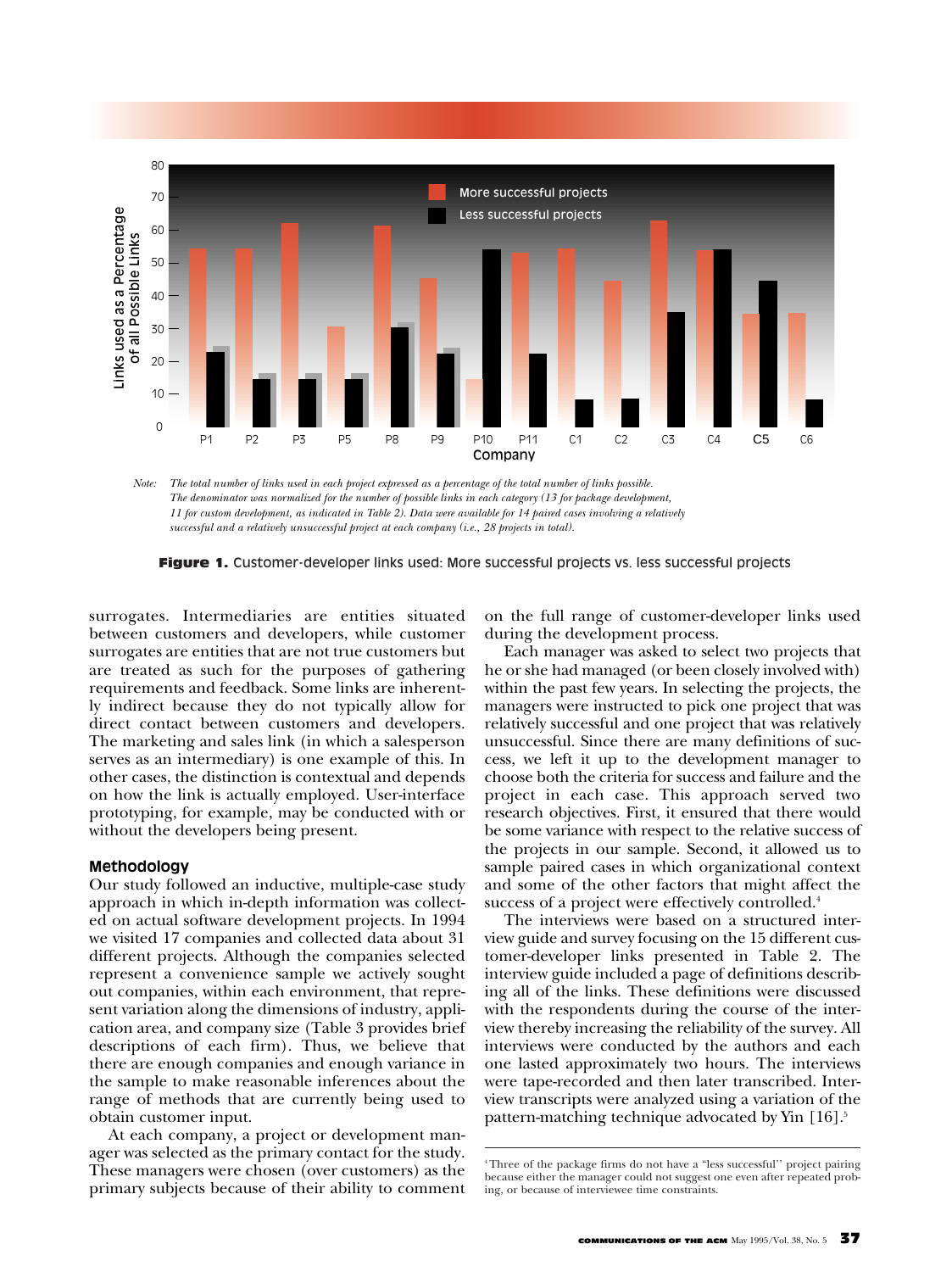*Note: The total number of links used in each project expressed as a percentage of the total number of links possible. The denominator was normalized for the number of possible links in each category (13 for package development, 11 for custom development, as indicated in Table 2). Data were available for 14 paired cases involving a relatively successful and a relatively unsuccessful project at each company (i.e., 28 projects in total).*

**Figure 1.** Customer-developer links used: More successful projects vs. less successful projects

surrogates. Intermediaries are entities situated between customers and developers, while customer surrogates are entities that are not true customers but are treated as such for the purposes of gathering requirements and feedback. Some links are inherently indirect because they do not typically allow for direct contact between customers and developers. The marketing and sales link (in which a salesperson serves as an intermediary) is one example of this. In other cases, the distinction is contextual and depends on how the link is actually employed. User-interface prototyping, for example, may be conducted with or without the developers being present.

### Methodology

Our study followed an inductive, multiple-case study approach in which in-depth information was collected on actual software development projects. In 1994 we visited 17 companies and collected data about 31 different projects. Although the companies selected represent a convenience sample we actively sought out companies, within each environment, that represent variation along the dimensions of industry, application area, and company size (Table 3 provides brief descriptions of each firm). Thus, we believe that there are enough companies and enough variance in the sample to make reasonable inferences about the range of methods that are currently being used to obtain customer input.

At each company, a project or development manager was selected as the primary contact for the study. These managers were chosen (over customers) as the primary subjects because of their ability to comment on the full range of customer-developer links used during the development process.

Each manager was asked to select two projects that he or she had managed (or been closely involved with) within the past few years. In selecting the projects, the managers were instructed to pick one project that was relatively successful and one project that was relatively unsuccessful. Since there are many definitions of success, we left it up to the development manager to choose both the criteria for success and failure and the project in each case. This approach served two research objectives. First, it ensured that there would be some variance with respect to the relative success of the projects in our sample. Second, it allowed us to sample paired cases in which organizational context and some of the other factors that might affect the success of a project were effectively controlled.[4]

The interviews were based on a structured interview guide and survey focusing on the 15 different customer-developer links presented in Table 2. The interview guide included a page of definitions describing all of the links. These definitions were discussed with the respondents during the course of the interview thereby increasing the reliability of the survey. All interviews were conducted by the authors and each one lasted approximately two hours. The interviews were tape-recorded and then later transcribed. Interview transcripts were analyzed using a variation of the pattern-matching technique advocated by Yin [16].[5]

[4] Three of the package firms do not have a "less successful" project pairing because either the manager could not suggest one even after repeated probing, or because of interviewee time constraints.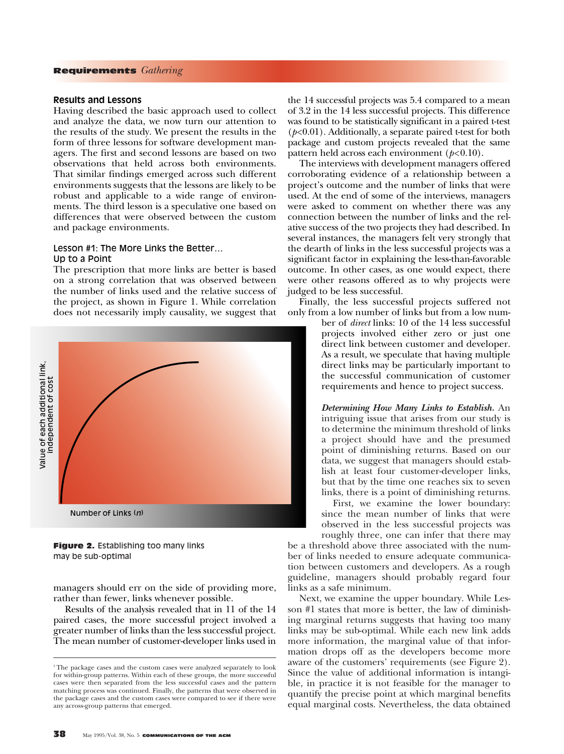## Results and Lessons

Having described the basic approach used to collect and analyze the data, we now turn our attention to the results of the study. We present the results in the form of three lessons for software development managers. The first and second lessons are based on two observations that held across both environments. That similar findings emerged across such different environments suggests that the lessons are likely to be robust and applicable to a wide range of environments. The third lesson is a speculative one based on differences that were observed between the custom and package environments.

### Lesson #1: The More Links the Better… Up to a Point

The prescription that more links are better is based on a strong correlation that was observed between the number of links used and the relative success of the project, as shown in Figure 1. While correlation does not necessarily imply causality, we suggest that managers should err on the side of providing more, rather than fewer, links whenever possible.

Results of the analysis revealed that in 11 of the 14 paired cases, the more successful project involved a greater number of links than the less successful project. The mean number of customer-developer links used in the 14 successful projects was 5.4 compared to a mean of 3.2 in the 14 less successful projects. This difference was found to be statistically significant in a paired t-test ($p<0.01$). Additionally, a separate paired t-test for both package and custom projects revealed that the same pattern held across each environment ($p<0.10$).

The interviews with development managers offered corroborating evidence of a relationship between a project's outcome and the number of links that were used. At the end of some of the interviews, managers were asked to comment on whether there was any connection between the number of links and the relative success of the two projects they had described. In several instances, the managers felt very strongly that the dearth of links in the less successful projects was a significant factor in explaining the less-than-favorable outcome. In other cases, as one would expect, there were other reasons offered as to why projects were judged to be less successful.

Finally, the less successful projects suffered not only from a low number of links but from a low number of *direct* links: 10 of the 14 less successful projects involved either zero or just one direct link between customer and developer. As a result, we speculate that having multiple direct links may be particularly important to the successful communication of customer requirements and hence to project success.

Value of each additional link, independent of cost

Number of Links ($n$)

**Figure 2.** Establishing too many links may be sub-optimal

***Determining How Many Links to Establish.*** An intriguing issue that arises from our study is to determine the minimum threshold of links a project should have and the presumed point of diminishing returns. Based on our data, we suggest that managers should establish at least four customer-developer links, but that by the time one reaches six to seven links, there is a point of diminishing returns.

First, we examine the lower boundary: since the mean number of links that were observed in the less successful projects was roughly three, one can infer that there may be a threshold above three associated with the number of links needed to ensure adequate communication between customers and developers. As a rough guideline, managers should probably regard four links as a safe minimum.

Next, we examine the upper boundary. While Lesson #1 states that more is better, the law of diminishing marginal returns suggests that having too many links may be sub-optimal. While each new link adds more information, the marginal value of that information drops off as the developers become more aware of the customers' requirements (see Figure 2). Since the value of additional information is intangible, in practice it is not feasible for the manager to quantify the precise point at which marginal benefits equal marginal costs. Nevertheless, the data obtained

---

[5] The package cases and the custom cases were analyzed separately to look for within-group patterns. Within each of these groups, the more successful cases were then separated from the less successful cases and the pattern matching process was continued. Finally, the patterns that were observed in the package cases and the custom cases were compared to see if there were any across-group patterns that emerged.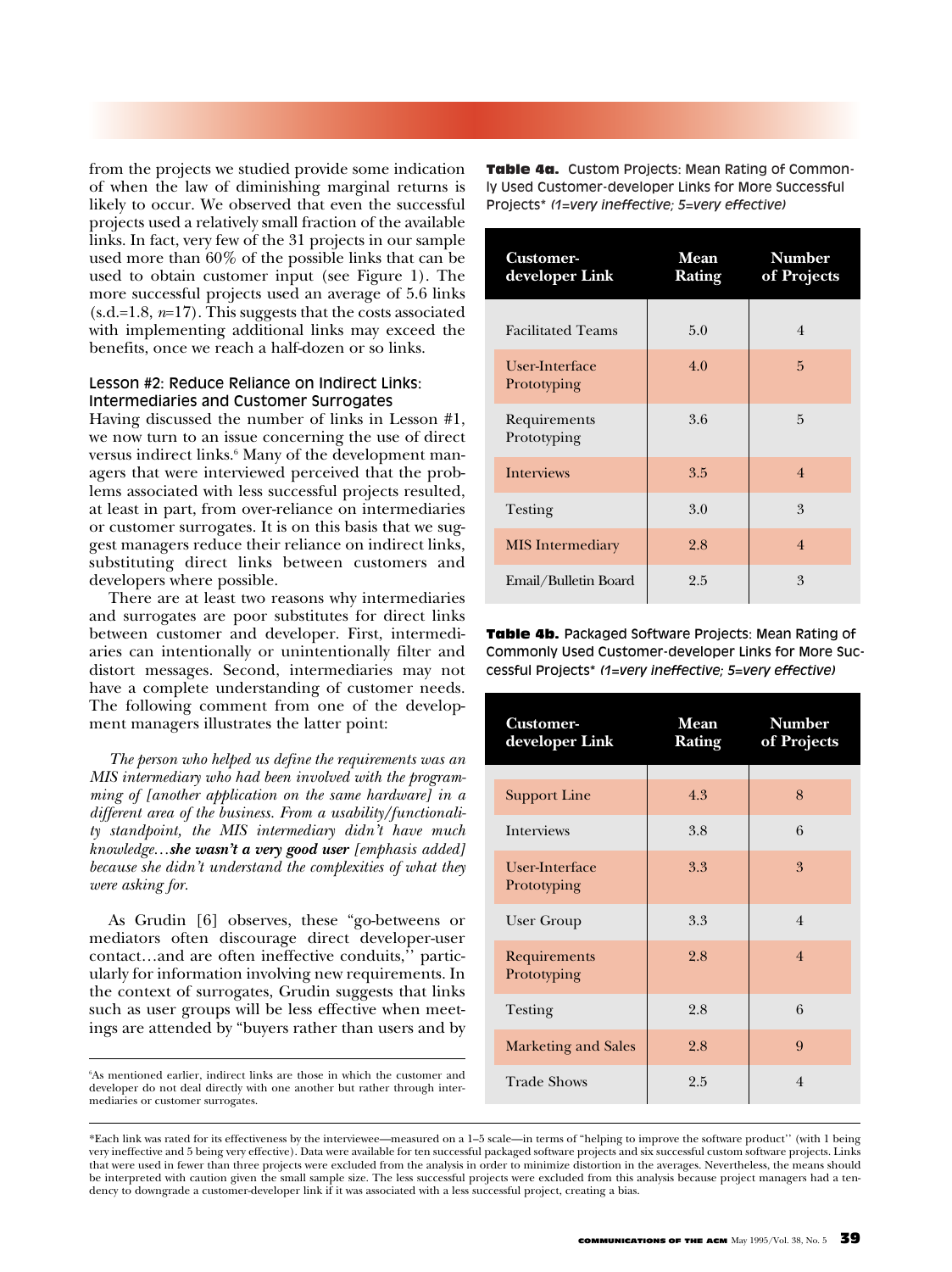from the projects we studied provide some indication of when the law of diminishing marginal returns is likely to occur. We observed that even the successful projects used a relatively small fraction of the available links. In fact, very few of the 31 projects in our sample used more than 60% of the possible links that can be used to obtain customer input (see Figure 1). The more successful projects used an average of 5.6 links (s.d.=1.8, $n$=17). This suggests that the costs associated with implementing additional links may exceed the benefits, once we reach a half-dozen or so links.

### Lesson #2: Reduce Reliance on Indirect Links: Intermediaries and Customer Surrogates

Having discussed the number of links in Lesson #1, we now turn to an issue concerning the use of direct versus indirect links.[6] Many of the development managers that were interviewed perceived that the problems associated with less successful projects resulted, at least in part, from over-reliance on intermediaries or customer surrogates. It is on this basis that we suggest managers reduce their reliance on indirect links, substituting direct links between customers and developers where possible.

There are at least two reasons why intermediaries and surrogates are poor substitutes for direct links between customer and developer. First, intermediaries can intentionally or unintentionally filter and distort messages. Second, intermediaries may not have a complete understanding of customer needs. The following comment from one of the development managers illustrates the latter point:

> *The person who helped us define the requirements was an MIS intermediary who had been involved with the programming of [another application on the same hardware] in a different area of the business. From a usability/functionality standpoint, the MIS intermediary didn't have much knowledge…**she wasn't a very good user** [emphasis added] because she didn't understand the complexities of what they were asking for.*

As Grudin [6] observes, these "go-betweens or mediators often discourage direct developer-user contact…and are often ineffective conduits,'' particularly for information involving new requirements. In the context of surrogates, Grudin suggests that links such as user groups will be less effective when meetings are attended by "buyers rather than users and by

[6] As mentioned earlier, indirect links are those in which the customer and developer do not deal directly with one another but rather through intermediaries or customer surrogates.

**Table 4a.** Custom Projects: Mean Rating of Commonly Used Customer-developer Links for More Successful Projects* *(1=very ineffective; 5=very effective)*

| Customer-developer Link | Mean Rating | Number of Projects |
|---|---|---|
| Facilitated Teams | 5.0 | 4 |
| User-Interface Prototyping | 4.0 | 5 |
| Requirements Prototyping | 3.6 | 5 |
| Interviews | 3.5 | 4 |
| Testing | 3.0 | 3 |
| MIS Intermediary | 2.8 | 4 |
| Email/Bulletin Board | 2.5 | 3 |

**Table 4b.** Packaged Software Projects: Mean Rating of Commonly Used Customer-developer Links for More Successful Projects* *(1=very ineffective; 5=very effective)*

| Customer-developer Link | Mean Rating | Number of Projects |
|---|---|---|
| Support Line | 4.3 | 8 |
| Interviews | 3.8 | 6 |
| User-Interface Prototyping | 3.3 | 3 |
| User Group | 3.3 | 4 |
| Requirements Prototyping | 2.8 | 4 |
| Testing | 2.8 | 6 |
| Marketing and Sales | 2.8 | 9 |
| Trade Shows | 2.5 | 4 |

*Each link was rated for its effectiveness by the interviewee—measured on a 1–5 scale—in terms of "helping to improve the software product'' (with 1 being very ineffective and 5 being very effective). Data were available for ten successful packaged software projects and six successful custom software projects. Links that were used in fewer than three projects were excluded from the analysis in order to minimize distortion in the averages. Nevertheless, the means should be interpreted with caution given the small sample size. The less successful projects were excluded from this analysis because project managers had a tendency to downgrade a customer-developer link if it was associated with a less successful project, creating a bias.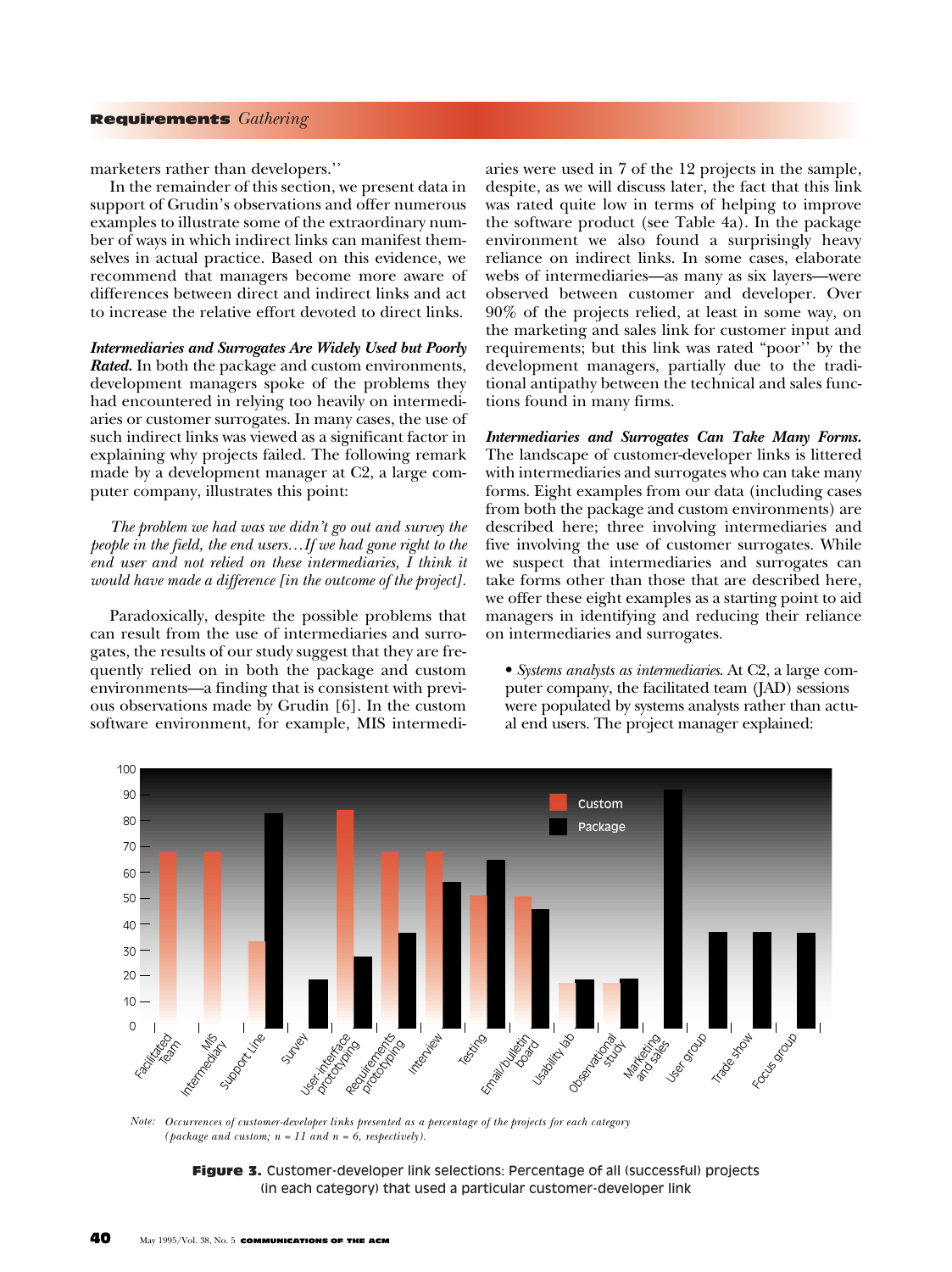marketers rather than developers.''

In the remainder of this section, we present data in support of Grudin's observations and offer numerous examples to illustrate some of the extraordinary number of ways in which indirect links can manifest themselves in actual practice. Based on this evidence, we recommend that managers become more aware of differences between direct and indirect links and act to increase the relative effort devoted to direct links.

***Intermediaries and Surrogates Are Widely Used but Poorly Rated.*** In both the package and custom environments, development managers spoke of the problems they had encountered in relying too heavily on intermediaries or customer surrogates. In many cases, the use of such indirect links was viewed as a significant factor in explaining why projects failed. The following remark made by a development manager at C2, a large computer company, illustrates this point:

> *The problem we had was we didn't go out and survey the people in the field, the end users...If we had gone right to the end user and not relied on these intermediaries, I think it would have made a difference [in the outcome of the project].*

Paradoxically, despite the possible problems that can result from the use of intermediaries and surrogates, the results of our study suggest that they are frequently relied on in both the package and custom environments—a finding that is consistent with previous observations made by Grudin [6]. In the custom software environment, for example, MIS intermediaries were used in 7 of the 12 projects in the sample, despite, as we will discuss later, the fact that this link was rated quite low in terms of helping to improve the software product (see Table 4a). In the package environment we also found a surprisingly heavy reliance on indirect links. In some cases, elaborate webs of intermediaries—as many as six layers—were observed between customer and developer. Over 90% of the projects relied, at least in some way, on the marketing and sales link for customer input and requirements; but this link was rated "poor" by the development managers, partially due to the traditional antipathy between the technical and sales functions found in many firms.

***Intermediaries and Surrogates Can Take Many Forms.*** The landscape of customer-developer links is littered with intermediaries and surrogates who can take many forms. Eight examples from our data (including cases from both the package and custom environments) are described here; three involving intermediaries and five involving the use of customer surrogates. While we suspect that intermediaries and surrogates can take forms other than those that are described here, we offer these eight examples as a starting point to aid managers in identifying and reducing their reliance on intermediaries and surrogates.

- *Systems analysts as intermediaries.* At C2, a large computer company, the facilitated team (JAD) sessions were populated by systems analysts rather than actual end users. The project manager explained:

*Note: Occurrences of customer-developer links presented as a percentage of the projects for each category (package and custom; n = 11 and n = 6, respectively).*

**Figure 3.** Customer-developer link selections: Percentage of all (successful) projects (in each category) that used a particular customer-developer link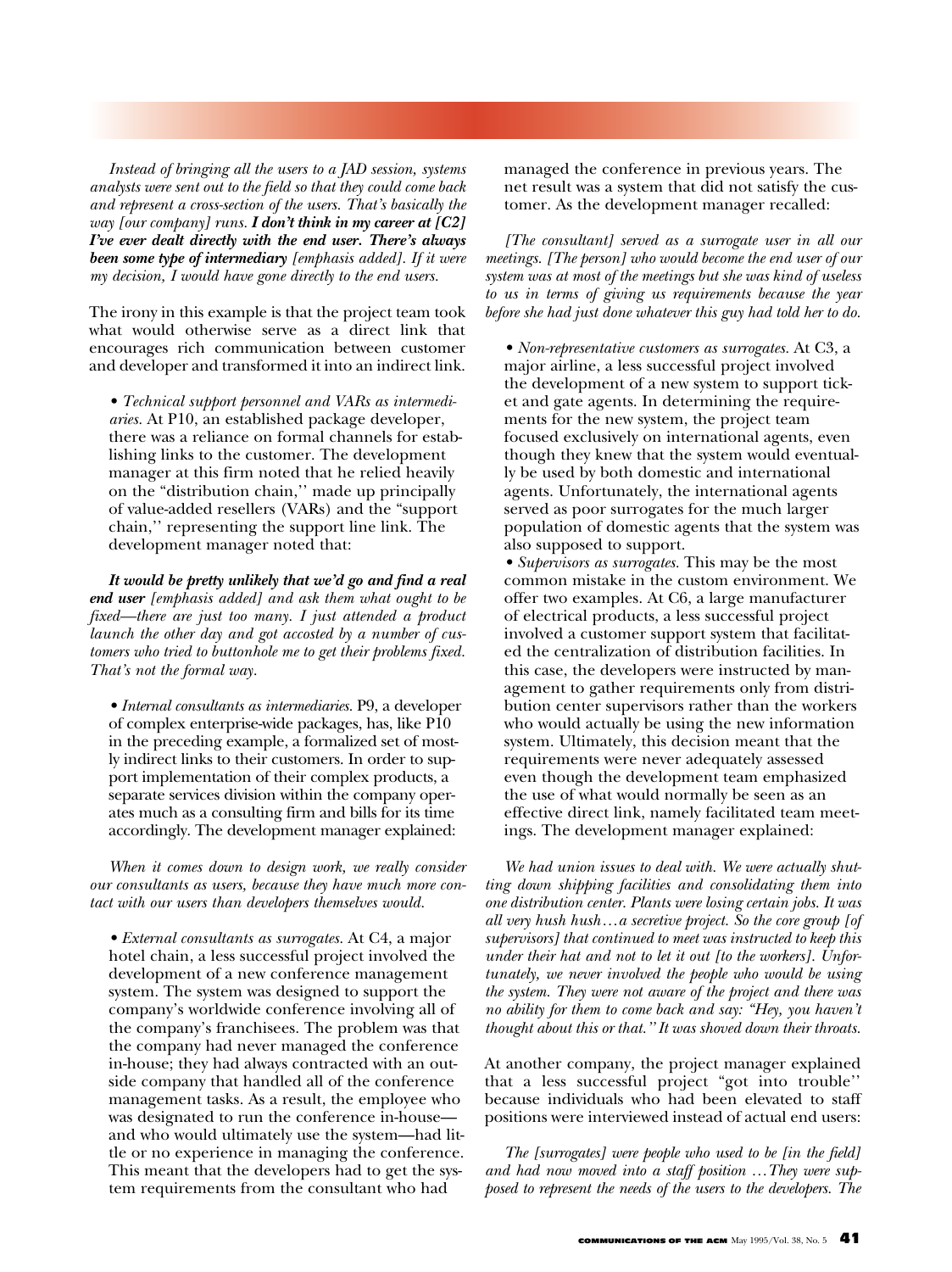*Instead of bringing all the users to a JAD session, systems analysts were sent out to the field so that they could come back and represent a cross-section of the users. That's basically the way [our company] runs.* ***I don't think in my career at [C2] I've ever dealt directly with the end user. There's always been some type of intermediary*** *[emphasis added]. If it were my decision, I would have gone directly to the end users.*

The irony in this example is that the project team took what would otherwise serve as a direct link that encourages rich communication between customer and developer and transformed it into an indirect link.

• *Technical support personnel and VARs as intermediaries.* At P10, an established package developer, there was a reliance on formal channels for establishing links to the customer. The development manager at this firm noted that he relied heavily on the "distribution chain,'' made up principally of value-added resellers (VARs) and the "support chain,'' representing the support line link. The development manager noted that:

***It would be pretty unlikely that we'd go and find a real end user*** *[emphasis added] and ask them what ought to be fixed—there are just too many. I just attended a product launch the other day and got accosted by a number of customers who tried to buttonhole me to get their problems fixed. That's not the formal way.*

• *Internal consultants as intermediaries.* P9, a developer of complex enterprise-wide packages, has, like P10 in the preceding example, a formalized set of mostly indirect links to their customers. In order to support implementation of their complex products, a separate services division within the company operates much as a consulting firm and bills for its time accordingly. The development manager explained:

*When it comes down to design work, we really consider our consultants as users, because they have much more contact with our users than developers themselves would.*

• *External consultants as surrogates.* At C4, a major hotel chain, a less successful project involved the development of a new conference management system. The system was designed to support the company's worldwide conference involving all of the company's franchisees. The problem was that the company had never managed the conference in-house; they had always contracted with an outside company that handled all of the conference management tasks. As a result, the employee who was designated to run the conference in-house—and who would ultimately use the system—had little or no experience in managing the conference. This meant that the developers had to get the system requirements from the consultant who had managed the conference in previous years. The net result was a system that did not satisfy the customer. As the development manager recalled:

*[The consultant] served as a surrogate user in all our meetings. [The person] who would become the end user of our system was at most of the meetings but she was kind of useless to us in terms of giving us requirements because the year before she had just done whatever this guy had told her to do.*

• *Non-representative customers as surrogates.* At C3, a major airline, a less successful project involved the development of a new system to support ticket and gate agents. In determining the requirements for the new system, the project team focused exclusively on international agents, even though they knew that the system would eventually be used by both domestic and international agents. Unfortunately, the international agents served as poor surrogates for the much larger population of domestic agents that the system was also supposed to support.

• *Supervisors as surrogates.* This may be the most common mistake in the custom environment. We offer two examples. At C6, a large manufacturer of electrical products, a less successful project involved a customer support system that facilitated the centralization of distribution facilities. In this case, the developers were instructed by management to gather requirements only from distribution center supervisors rather than the workers who would actually be using the new information system. Ultimately, this decision meant that the requirements were never adequately assessed even though the development team emphasized the use of what would normally be seen as an effective direct link, namely facilitated team meetings. The development manager explained:

*We had union issues to deal with. We were actually shutting down shipping facilities and consolidating them into one distribution center. Plants were losing certain jobs. It was all very hush hush…a secretive project. So the core group [of supervisors] that continued to meet was instructed to keep this under their hat and not to let it out [to the workers]. Unfortunately, we never involved the people who would be using the system. They were not aware of the project and there was no ability for them to come back and say: "Hey, you haven't thought about this or that.'' It was shoved down their throats.*

At another company, the project manager explained that a less successful project "got into trouble'' because individuals who had been elevated to staff positions were interviewed instead of actual end users:

*The [surrogates] were people who used to be [in the field] and had now moved into a staff position …They were supposed to represent the needs of the users to the developers. The*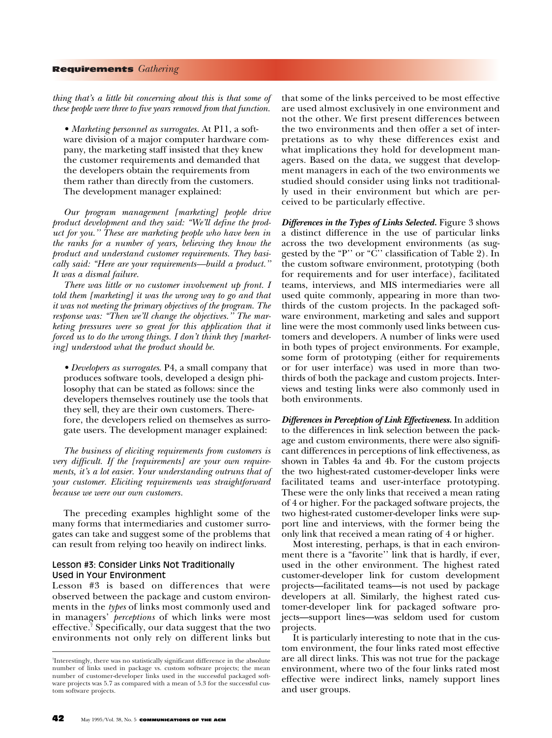*thing that's a little bit concerning about this is that some of these people were three to five years removed from that function.*

- *Marketing personnel as surrogates.* At P11, a software division of a major computer hardware company, the marketing staff insisted that they knew the customer requirements and demanded that the developers obtain the requirements from them rather than directly from the customers. The development manager explained:

*Our program management [marketing] people drive product development and they said: "We'll define the product for you." These are marketing people who have been in the ranks for a number of years, believing they know the product and understand customer requirements. They basically said: "Here are your requirements—build a product." It was a dismal failure.*

*There was little or no customer involvement up front. I told them [marketing] it was the wrong way to go and that it was not meeting the primary objectives of the program. The response was: "Then we'll change the objectives." The marketing pressures were so great for this application that it forced us to do the wrong things. I don't think they [marketing] understood what the product should be.*

- *Developers as surrogates.* P4, a small company that produces software tools, developed a design philosophy that can be stated as follows: since the developers themselves routinely use the tools that they sell, they are their own customers. Therefore, the developers relied on themselves as surrogate users. The development manager explained:

*The business of eliciting requirements from customers is very difficult. If the [requirements] are your own requirements, it's a lot easier. Your understanding outruns that of your customer. Eliciting requirements was straightforward because we were our own customers.*

The preceding examples highlight some of the many forms that intermediaries and customer surrogates can take and suggest some of the problems that can result from relying too heavily on indirect links.

### Lesson #3: Consider Links Not Traditionally Used in Your Environment

Lesson #3 is based on differences that were observed between the package and custom environments in the *types* of links most commonly used and in managers' *perceptions* of which links were most effective.[7] Specifically, our data suggest that the two environments not only rely on different links but that some of the links perceived to be most effective are used almost exclusively in one environment and not the other. We first present differences between the two environments and then offer a set of interpretations as to why these differences exist and what implications they hold for development managers. Based on the data, we suggest that development managers in each of the two environments we studied should consider using links not traditionally used in their environment but which are perceived to be particularly effective.

***Differences in the Types of Links Selected.*** Figure 3 shows a distinct difference in the use of particular links across the two development environments (as suggested by the "P'' or "C'' classification of Table 2). In the custom software environment, prototyping (both for requirements and for user interface), facilitated teams, interviews, and MIS intermediaries were all used quite commonly, appearing in more than two-thirds of the custom projects. In the packaged software environment, marketing and sales and support line were the most commonly used links between customers and developers. A number of links were used in both types of project environments. For example, some form of prototyping (either for requirements or for user interface) was used in more than two-thirds of both the package and custom projects. Interviews and testing links were also commonly used in both environments.

***Differences in Perception of Link Effectiveness.*** In addition to the differences in link selection between the package and custom environments, there were also significant differences in perceptions of link effectiveness, as shown in Tables 4a and 4b. For the custom projects the two highest-rated customer-developer links were facilitated teams and user-interface prototyping. These were the only links that received a mean rating of 4 or higher. For the packaged software projects, the two highest-rated customer-developer links were support line and interviews, with the former being the only link that received a mean rating of 4 or higher.

Most interesting, perhaps, is that in each environment there is a "favorite'' link that is hardly, if ever, used in the other environment. The highest rated customer-developer link for custom development projects—facilitated teams—is not used by package developers at all. Similarly, the highest rated customer-developer link for packaged software projects—support lines—was seldom used for custom projects.

It is particularly interesting to note that in the custom environment, the four links rated most effective are all direct links. This was not true for the package environment, where two of the four links rated most effective were indirect links, namely support lines and user groups.

[7] Interestingly, there was no statistically significant difference in the absolute number of links used in package vs. custom software projects; the mean number of customer-developer links used in the successful packaged software projects was 5.7 as compared with a mean of 5.3 for the successful custom software projects.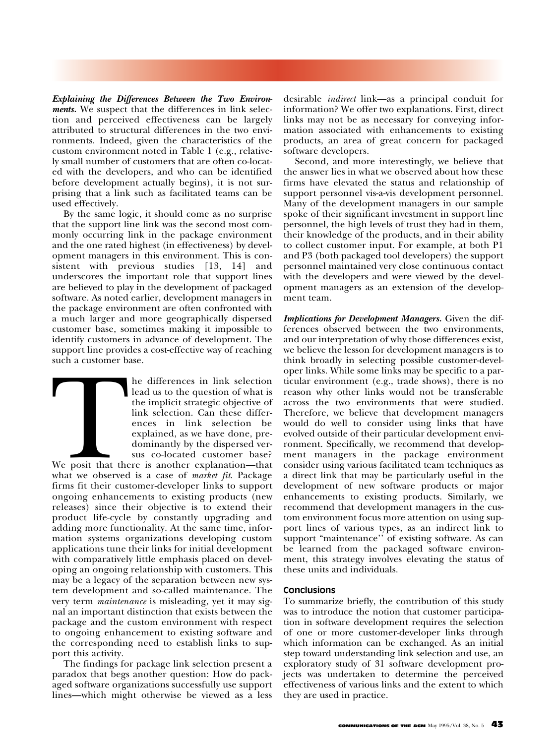***Explaining the Differences Between the Two Environments.*** We suspect that the differences in link selection and perceived effectiveness can be largely attributed to structural differences in the two environments. Indeed, given the characteristics of the custom environment noted in Table 1 (e.g., relatively small number of customers that are often co-located with the developers, and who can be identified before development actually begins), it is not surprising that a link such as facilitated teams can be used effectively.

By the same logic, it should come as no surprise that the support line link was the second most commonly occurring link in the package environment and the one rated highest (in effectiveness) by development managers in this environment. This is consistent with previous studies [13, 14] and underscores the important role that support lines are believed to play in the development of packaged software. As noted earlier, development managers in the package environment are often confronted with a much larger and more geographically dispersed customer base, sometimes making it impossible to identify customers in advance of development. The support line provides a cost-effective way of reaching such a customer base.

The differences in link selection lead us to the question of what is the implicit strategic objective of link selection. Can these differences in link selection be explained, as we have done, predominantly by the dispersed versus co-located customer base? We posit that there is another explanation—that what we observed is a case of *market fit*. Package firms fit their customer-developer links to support ongoing enhancements to existing products (new releases) since their objective is to extend their product life-cycle by constantly upgrading and adding more functionality. At the same time, information systems organizations developing custom applications tune their links for initial development with comparatively little emphasis placed on developing an ongoing relationship with customers. This may be a legacy of the separation between new system development and so-called maintenance. The very term *maintenance* is misleading, yet it may signal an important distinction that exists between the package and the custom environment with respect to ongoing enhancement to existing software and the corresponding need to establish links to support this activity.

The findings for package link selection present a paradox that begs another question: How do packaged software organizations successfully use support lines—which might otherwise be viewed as a less desirable *indirect* link—as a principal conduit for information? We offer two explanations. First, direct links may not be as necessary for conveying information associated with enhancements to existing products, an area of great concern for packaged software developers.

Second, and more interestingly, we believe that the answer lies in what we observed about how these firms have elevated the status and relationship of support personnel vis-a-vis development personnel. Many of the development managers in our sample spoke of their significant investment in support line personnel, the high levels of trust they had in them, their knowledge of the products, and in their ability to collect customer input. For example, at both P1 and P3 (both packaged tool developers) the support personnel maintained very close continuous contact with the developers and were viewed by the development managers as an extension of the development team.

***Implications for Development Managers.*** Given the differences observed between the two environments, and our interpretation of why those differences exist, we believe the lesson for development managers is to think broadly in selecting possible customer-developer links. While some links may be specific to a particular environment (e.g., trade shows), there is no reason why other links would not be transferable across the two environments that were studied. Therefore, we believe that development managers would do well to consider using links that have evolved outside of their particular development environment. Specifically, we recommend that development managers in the package environment consider using various facilitated team techniques as a direct link that may be particularly useful in the development of new software products or major enhancements to existing products. Similarly, we recommend that development managers in the custom environment focus more attention on using support lines of various types, as an indirect link to support "maintenance" of existing software. As can be learned from the packaged software environment, this strategy involves elevating the status of these units and individuals.

## Conclusions

To summarize briefly, the contribution of this study was to introduce the notion that customer participation in software development requires the selection of one or more customer-developer links through which information can be exchanged. As an initial step toward understanding link selection and use, an exploratory study of 31 software development projects was undertaken to determine the perceived effectiveness of various links and the extent to which they are used in practice.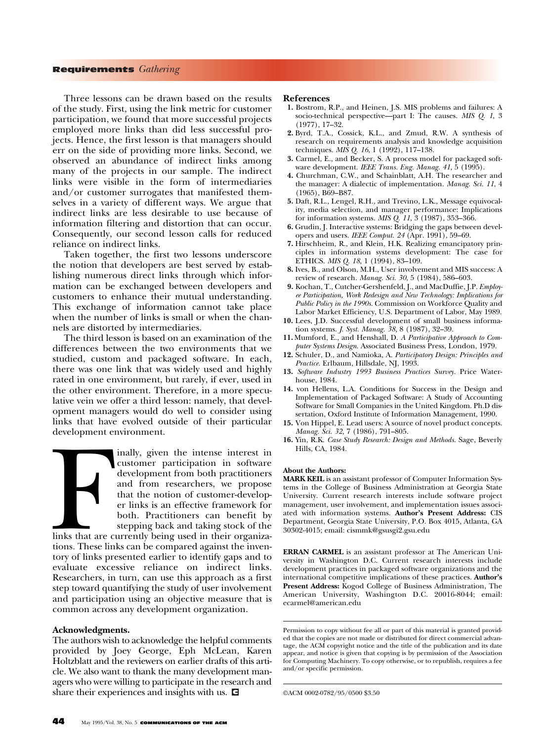Three lessons can be drawn based on the results of the study. First, using the link metric for customer participation, we found that more successful projects employed more links than did less successful projects. Hence, the first lesson is that managers should err on the side of providing more links. Second, we observed an abundance of indirect links among many of the projects in our sample. The indirect links were visible in the form of intermediaries and/or customer surrogates that manifested themselves in a variety of different ways. We argue that indirect links are less desirable to use because of information filtering and distortion that can occur. Consequently, our second lesson calls for reduced reliance on indirect links.

Taken together, the first two lessons underscore the notion that developers are best served by establishing numerous direct links through which information can be exchanged between developers and customers to enhance their mutual understanding. This exchange of information cannot take place when the number of links is small or when the channels are distorted by intermediaries.

The third lesson is based on an examination of the differences between the two environments that we studied, custom and packaged software. In each, there was one link that was widely used and highly rated in one environment, but rarely, if ever, used in the other environment. Therefore, in a more speculative vein we offer a third lesson: namely, that development managers would do well to consider using links that have evolved outside of their particular development environment.

Finally, given the intense interest in customer participation in software development from both practitioners and from researchers, we propose that the notion of customer-developer links is an effective framework for both. Practitioners can benefit by stepping back and taking stock of the links that are currently being used in their organizations. These links can be compared against the inventory of links presented earlier to identify gaps and to evaluate excessive reliance on indirect links. Researchers, in turn, can use this approach as a first step toward quantifying the study of user involvement and participation using an objective measure that is common across any development organization.

### Acknowledgments.

The authors wish to acknowledge the helpful comments provided by Joey George, Eph McLean, Karen Holtzblatt and the reviewers on earlier drafts of this article. We also want to thank the many development managers who were willing to participate in the research and share their experiences and insights with us.

### References

1. Bostrom, R.P., and Heinen, J.S. MIS problems and failures: A socio-technical perspective—part I: The causes. *MIS Q. 1*, 3 (1977), 17–32.
2. Byrd, T.A., Cossick, K.L., and Zmud, R.W. A synthesis of research on requirements analysis and knowledge acquisition techniques. *MIS Q. 16*, 1 (1992), 117–138.
3. Carmel, E., and Becker, S. A process model for packaged software development. *IEEE Trans. Eng. Manag. 41*, 5 (1995).
4. Churchman, C.W., and Schainblatt, A.H. The researcher and the manager: A dialectic of implementation. *Manag. Sci. 11*, 4 (1965), B69–B87.
5. Daft, R.L., Lengel, R.H., and Trevino, L.K., Message equivocality, media selection, and manager performance: Implications for information systems. *MIS Q. 11*, 3 (1987), 353–366.
6. Grudin, J. Interactive systems: Bridging the gaps between developers and users. *IEEE Comput. 24* (Apr. 1991), 59–69.
7. Hirschheim, R., and Klein, H.K. Realizing emancipatory principles in information systems development: The case for ETHICS. *MIS Q. 18*, 1 (1994), 83–109.
8. Ives, B., and Olson, M.H., User involvement and MIS success: A review of research. *Manag. Sci. 30*, 5 (1984), 586–603.
9. Kochan, T., Cutcher-Gershenfeld, J., and MacDuffie, J.P. *Employee Participation, Work Redesign and New Technology: Implications for Public Policy in the 1990s*. Commission on Workforce Quality and Labor Market Efficiency, U.S. Department of Labor, May 1989.
10. Lees, J.D. Successful development of small business information systems. *J. Syst. Manag. 38*, 8 (1987), 32–39.
11. Mumford, E., and Henshall, D. *A Participative Approach to Computer Systems Design*. Associated Business Press, London, 1979.
12. Schuler, D., and Namioka, A. *Participatory Design: Principles and Practice*. Erlbaum, Hillsdale, NJ, 1993.
13. *Software Industry 1993 Business Practices Survey*. Price Waterhouse, 1984.
14. von Hellens, L.A. Conditions for Success in the Design and Implementation of Packaged Software: A Study of Accounting Software for Small Companies in the United Kingdom. Ph.D dissertation, Oxford Institute of Information Management, 1990.
15. Von Hippel, E. Lead users: A source of novel product concepts. *Manag. Sci. 32*, 7 (1986), 791–805.
16. Yin, R.K. *Case Study Research: Design and Methods*. Sage, Beverly Hills, CA, 1984.

### About the Authors:

**MARK KEIL** is an assistant professor of Computer Information Systems in the College of Business Administration at Georgia State University. Current research interests include software project management, user involvement, and implementation issues associated with information systems. **Author's Present Address:** CIS Department, Georgia State University, P.O. Box 4015, Atlanta, GA 30302-4015; email: cismmk@gsusgi2.gsu.edu

**ERRAN CARMEL** is an assistant professor at The American University in Washington D.C. Current research interests include development practices in packaged software organizations and the international competitive implications of these practices. **Author's Present Address:** Kogod College of Business Administration, The American University, Washington D.C. 20016-8044; email: ecarmel@american.edu

Permission to copy without fee all or part of this material is granted provided that the copies are not made or distributed for direct commercial advantage, the ACM copyright notice and the title of the publication and its date appear, and notice is given that copying is by permission of the Association for Computing Machinery. To copy otherwise, or to republish, requires a fee and/or specific permission.

©ACM 0002-0782/95/0500 $3.50